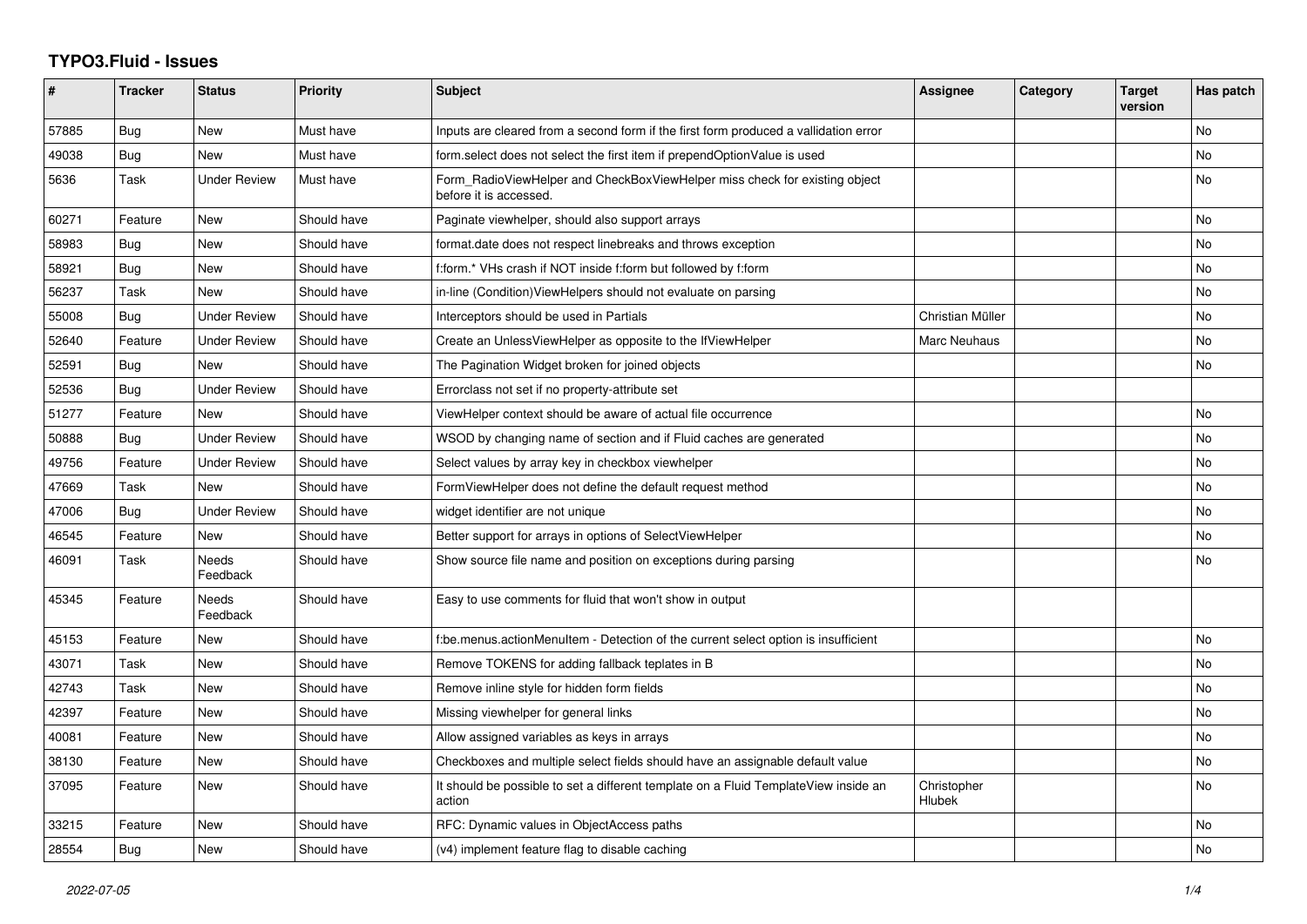# TYPO3.Fluid - Issues

| # | Tracker | Status | Priority | Subject | Assignee | Category | Target version | Has patch |
|---|---|---|---|---|---|---|---|---|
| 57885 | Bug | New | Must have | Inputs are cleared from a second form if the first form produced a vallidation error | | | | No |
| 49038 | Bug | New | Must have | form.select does not select the first item if prependOptionValue is used | | | | No |
| 5636 | Task | Under Review | Must have | Form_RadioViewHelper and CheckBoxViewHelper miss check for existing object before it is accessed. | | | | No |
| 60271 | Feature | New | Should have | Paginate viewhelper, should also support arrays | | | | No |
| 58983 | Bug | New | Should have | format.date does not respect linebreaks and throws exception | | | | No |
| 58921 | Bug | New | Should have | f:form.* VHs crash if NOT inside f:form but followed by f:form | | | | No |
| 56237 | Task | New | Should have | in-line (Condition)ViewHelpers should not evaluate on parsing | | | | No |
| 55008 | Bug | Under Review | Should have | Interceptors should be used in Partials | Christian Müller | | | No |
| 52640 | Feature | Under Review | Should have | Create an UnlessViewHelper as opposite to the IfViewHelper | Marc Neuhaus | | | No |
| 52591 | Bug | New | Should have | The Pagination Widget broken for joined objects | | | | No |
| 52536 | Bug | Under Review | Should have | Errorclass not set if no property-attribute set | | | | |
| 51277 | Feature | New | Should have | ViewHelper context should be aware of actual file occurrence | | | | No |
| 50888 | Bug | Under Review | Should have | WSOD by changing name of section and if Fluid caches are generated | | | | No |
| 49756 | Feature | Under Review | Should have | Select values by array key in checkbox viewhelper | | | | No |
| 47669 | Task | New | Should have | FormViewHelper does not define the default request method | | | | No |
| 47006 | Bug | Under Review | Should have | widget identifier are not unique | | | | No |
| 46545 | Feature | New | Should have | Better support for arrays in options of SelectViewHelper | | | | No |
| 46091 | Task | Needs Feedback | Should have | Show source file name and position on exceptions during parsing | | | | No |
| 45345 | Feature | Needs Feedback | Should have | Easy to use comments for fluid that won't show in output | | | | |
| 45153 | Feature | New | Should have | f:be.menus.actionMenuItem - Detection of the current select option is insufficient | | | | No |
| 43071 | Task | New | Should have | Remove TOKENS for adding fallback teplates in B | | | | No |
| 42743 | Task | New | Should have | Remove inline style for hidden form fields | | | | No |
| 42397 | Feature | New | Should have | Missing viewhelper for general links | | | | No |
| 40081 | Feature | New | Should have | Allow assigned variables as keys in arrays | | | | No |
| 38130 | Feature | New | Should have | Checkboxes and multiple select fields should have an assignable default value | | | | No |
| 37095 | Feature | New | Should have | It should be possible to set a different template on a Fluid TemplateView inside an action | Christopher Hlubek | | | No |
| 33215 | Feature | New | Should have | RFC: Dynamic values in ObjectAccess paths | | | | No |
| 28554 | Bug | New | Should have | (v4) implement feature flag to disable caching | | | | No |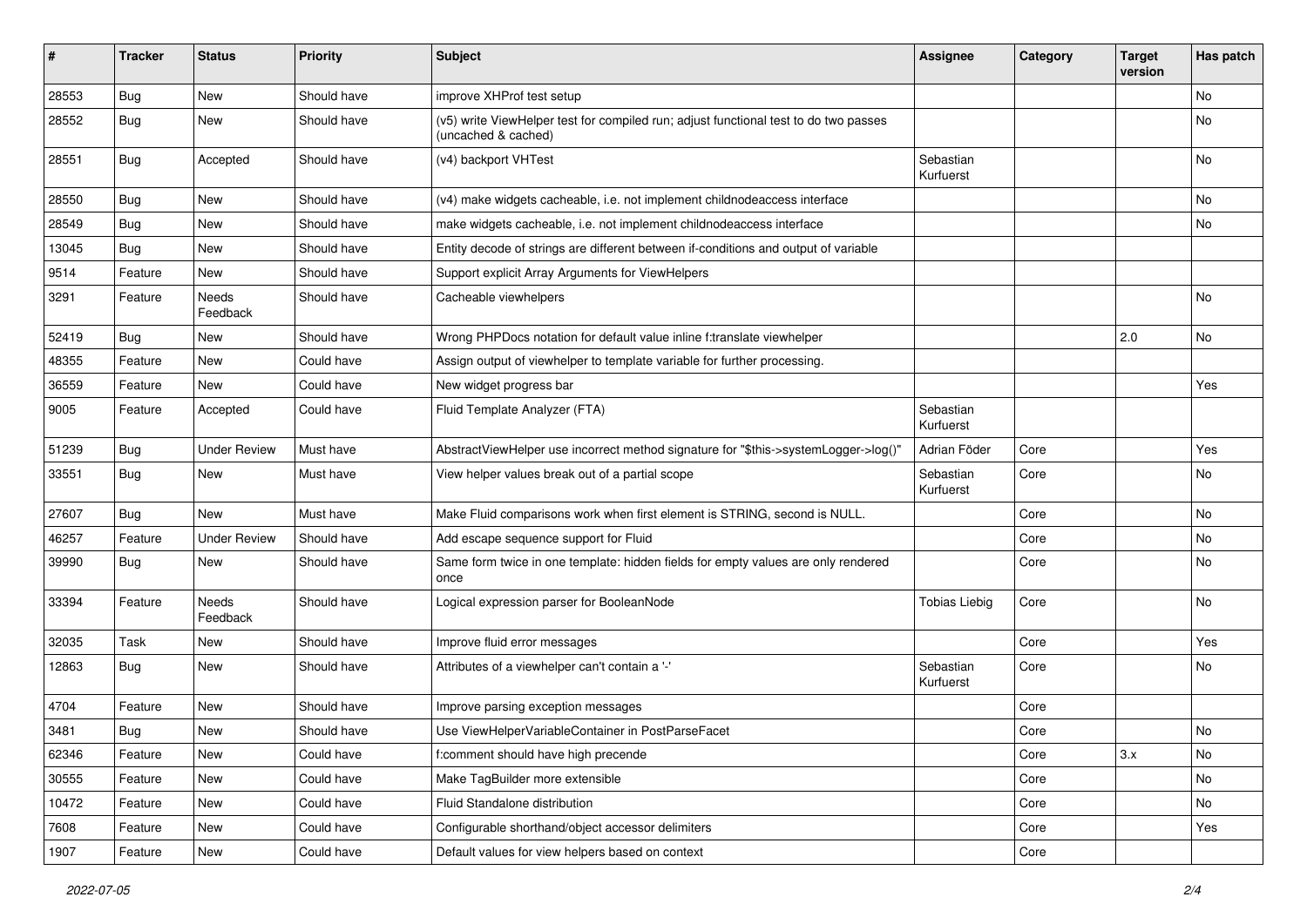| # | Tracker | Status | Priority | Subject | Assignee | Category | Target version | Has patch |
|---|---|---|---|---|---|---|---|---|
| 28553 | Bug | New | Should have | improve XHProf test setup | | | | No |
| 28552 | Bug | New | Should have | (v5) write ViewHelper test for compiled run; adjust functional test to do two passes (uncached & cached) | | | | No |
| 28551 | Bug | Accepted | Should have | (v4) backport VHTest | Sebastian Kurfuerst | | | No |
| 28550 | Bug | New | Should have | (v4) make widgets cacheable, i.e. not implement childnodeaccess interface | | | | No |
| 28549 | Bug | New | Should have | make widgets cacheable, i.e. not implement childnodeaccess interface | | | | No |
| 13045 | Bug | New | Should have | Entity decode of strings are different between if-conditions and output of variable | | | | |
| 9514 | Feature | New | Should have | Support explicit Array Arguments for ViewHelpers | | | | |
| 3291 | Feature | Needs Feedback | Should have | Cacheable viewhelpers | | | | No |
| 52419 | Bug | New | Should have | Wrong PHPDocs notation for default value inline f:translate viewhelper | | | 2.0 | No |
| 48355 | Feature | New | Could have | Assign output of viewhelper to template variable for further processing. | | | | |
| 36559 | Feature | New | Could have | New widget progress bar | | | | Yes |
| 9005 | Feature | Accepted | Could have | Fluid Template Analyzer (FTA) | Sebastian Kurfuerst | | | |
| 51239 | Bug | Under Review | Must have | AbstractViewHelper use incorrect method signature for "$this->systemLogger->log()" | Adrian Föder | Core | | Yes |
| 33551 | Bug | New | Must have | View helper values break out of a partial scope | Sebastian Kurfuerst | Core | | No |
| 27607 | Bug | New | Must have | Make Fluid comparisons work when first element is STRING, second is NULL. | | Core | | No |
| 46257 | Feature | Under Review | Should have | Add escape sequence support for Fluid | | Core | | No |
| 39990 | Bug | New | Should have | Same form twice in one template: hidden fields for empty values are only rendered once | | Core | | No |
| 33394 | Feature | Needs Feedback | Should have | Logical expression parser for BooleanNode | Tobias Liebig | Core | | No |
| 32035 | Task | New | Should have | Improve fluid error messages | | Core | | Yes |
| 12863 | Bug | New | Should have | Attributes of a viewhelper can't contain a '-' | Sebastian Kurfuerst | Core | | No |
| 4704 | Feature | New | Should have | Improve parsing exception messages | | Core | | |
| 3481 | Bug | New | Should have | Use ViewHelperVariableContainer in PostParseFacet | | Core | | No |
| 62346 | Feature | New | Could have | f:comment should have high precende | | Core | 3.x | No |
| 30555 | Feature | New | Could have | Make TagBuilder more extensible | | Core | | No |
| 10472 | Feature | New | Could have | Fluid Standalone distribution | | Core | | No |
| 7608 | Feature | New | Could have | Configurable shorthand/object accessor delimiters | | Core | | Yes |
| 1907 | Feature | New | Could have | Default values for view helpers based on context | | Core | | |

*2022-07-05*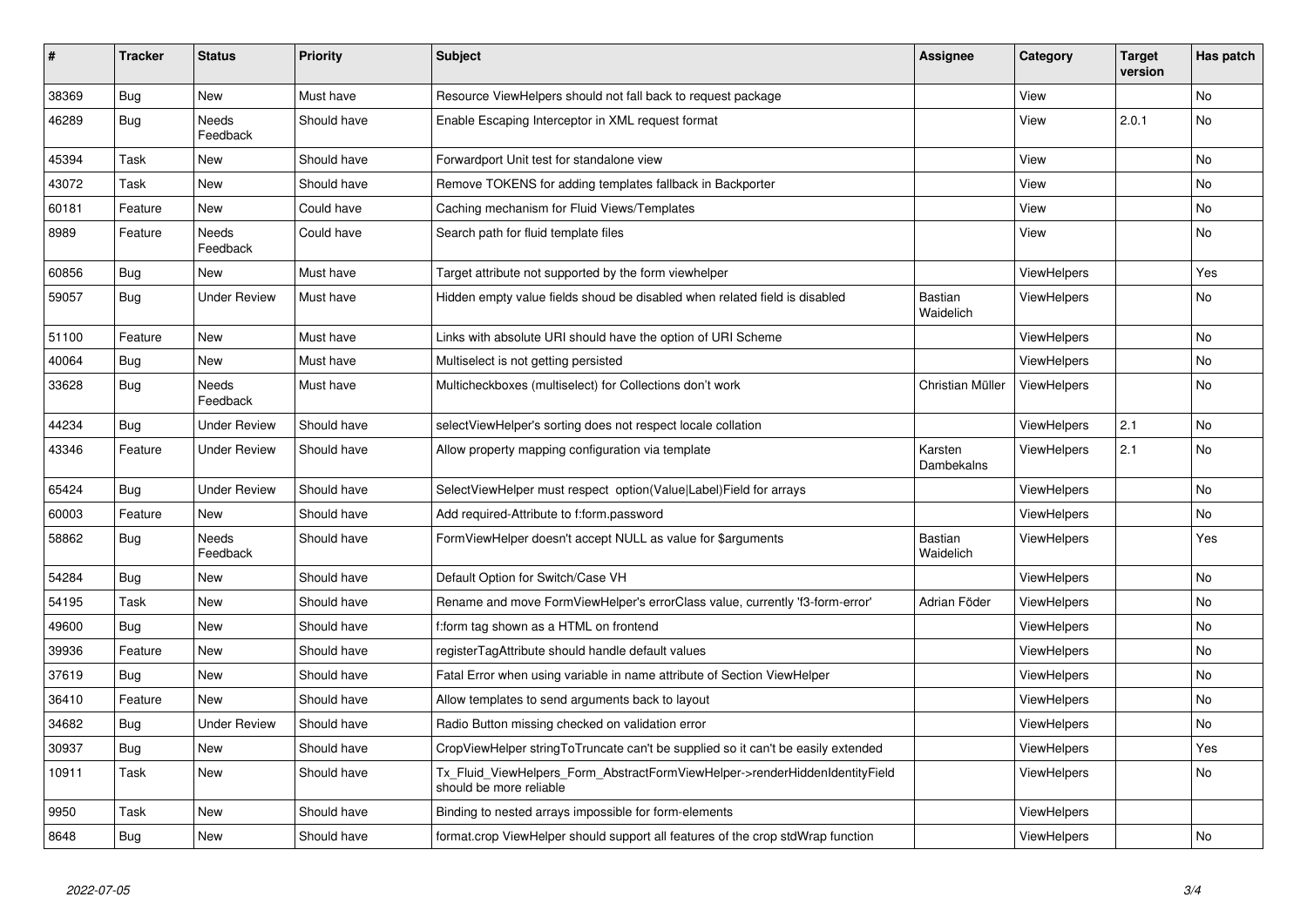| # | Tracker | Status | Priority | Subject | Assignee | Category | Target version | Has patch |
|---|---|---|---|---|---|---|---|---|
| 38369 | Bug | New | Must have | Resource ViewHelpers should not fall back to request package | | View | | No |
| 46289 | Bug | Needs Feedback | Should have | Enable Escaping Interceptor in XML request format | | View | 2.0.1 | No |
| 45394 | Task | New | Should have | Forwardport Unit test for standalone view | | View | | No |
| 43072 | Task | New | Should have | Remove TOKENS for adding templates fallback in Backporter | | View | | No |
| 60181 | Feature | New | Could have | Caching mechanism for Fluid Views/Templates | | View | | No |
| 8989 | Feature | Needs Feedback | Could have | Search path for fluid template files | | View | | No |
| 60856 | Bug | New | Must have | Target attribute not supported by the form viewhelper | | ViewHelpers | | Yes |
| 59057 | Bug | Under Review | Must have | Hidden empty value fields shoud be disabled when related field is disabled | Bastian Waidelich | ViewHelpers | | No |
| 51100 | Feature | New | Must have | Links with absolute URI should have the option of URI Scheme | | ViewHelpers | | No |
| 40064 | Bug | New | Must have | Multiselect is not getting persisted | | ViewHelpers | | No |
| 33628 | Bug | Needs Feedback | Must have | Multicheckboxes (multiselect) for Collections don't work | Christian Müller | ViewHelpers | | No |
| 44234 | Bug | Under Review | Should have | selectViewHelper's sorting does not respect locale collation | | ViewHelpers | 2.1 | No |
| 43346 | Feature | Under Review | Should have | Allow property mapping configuration via template | Karsten Dambekalns | ViewHelpers | 2.1 | No |
| 65424 | Bug | Under Review | Should have | SelectViewHelper must respect option(Value\|Label)Field for arrays | | ViewHelpers | | No |
| 60003 | Feature | New | Should have | Add required-Attribute to f:form.password | | ViewHelpers | | No |
| 58862 | Bug | Needs Feedback | Should have | FormViewHelper doesn't accept NULL as value for $arguments | Bastian Waidelich | ViewHelpers | | Yes |
| 54284 | Bug | New | Should have | Default Option for Switch/Case VH | | ViewHelpers | | No |
| 54195 | Task | New | Should have | Rename and move FormViewHelper's errorClass value, currently 'f3-form-error' | Adrian Föder | ViewHelpers | | No |
| 49600 | Bug | New | Should have | f:form tag shown as a HTML on frontend | | ViewHelpers | | No |
| 39936 | Feature | New | Should have | registerTagAttribute should handle default values | | ViewHelpers | | No |
| 37619 | Bug | New | Should have | Fatal Error when using variable in name attribute of Section ViewHelper | | ViewHelpers | | No |
| 36410 | Feature | New | Should have | Allow templates to send arguments back to layout | | ViewHelpers | | No |
| 34682 | Bug | Under Review | Should have | Radio Button missing checked on validation error | | ViewHelpers | | No |
| 30937 | Bug | New | Should have | CropViewHelper stringToTruncate can't be supplied so it can't be easily extended | | ViewHelpers | | Yes |
| 10911 | Task | New | Should have | Tx_Fluid_ViewHelpers_Form_AbstractFormViewHelper->renderHiddenIdentityField should be more reliable | | ViewHelpers | | No |
| 9950 | Task | New | Should have | Binding to nested arrays impossible for form-elements | | ViewHelpers | | |
| 8648 | Bug | New | Should have | format.crop ViewHelper should support all features of the crop stdWrap function | | ViewHelpers | | No |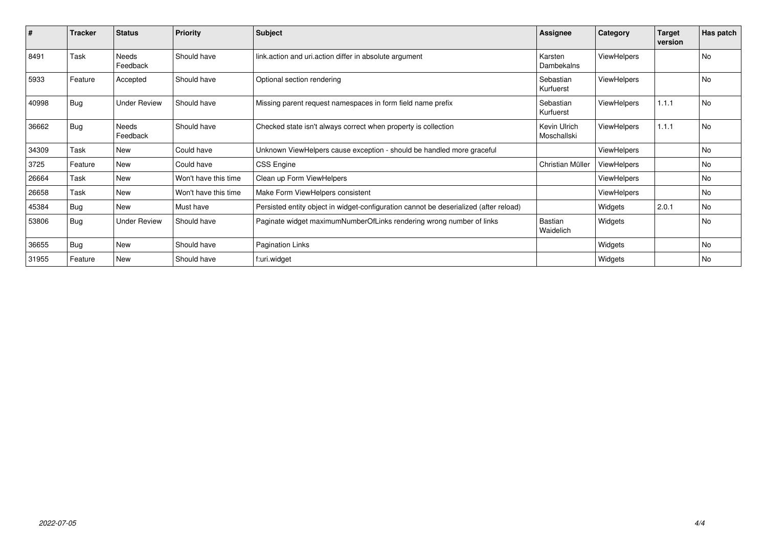| # | Tracker | Status | Priority | Subject | Assignee | Category | Target version | Has patch |
|---|---|---|---|---|---|---|---|---|
| 8491 | Task | Needs Feedback | Should have | link.action and uri.action differ in absolute argument | Karsten Dambekalns | ViewHelpers | | No |
| 5933 | Feature | Accepted | Should have | Optional section rendering | Sebastian Kurfuerst | ViewHelpers | | No |
| 40998 | Bug | Under Review | Should have | Missing parent request namespaces in form field name prefix | Sebastian Kurfuerst | ViewHelpers | 1.1.1 | No |
| 36662 | Bug | Needs Feedback | Should have | Checked state isn't always correct when property is collection | Kevin Ulrich Moschallski | ViewHelpers | 1.1.1 | No |
| 34309 | Task | New | Could have | Unknown ViewHelpers cause exception - should be handled more graceful | | ViewHelpers | | No |
| 3725 | Feature | New | Could have | CSS Engine | Christian Müller | ViewHelpers | | No |
| 26664 | Task | New | Won't have this time | Clean up Form ViewHelpers | | ViewHelpers | | No |
| 26658 | Task | New | Won't have this time | Make Form ViewHelpers consistent | | ViewHelpers | | No |
| 45384 | Bug | New | Must have | Persisted entity object in widget-configuration cannot be deserialized (after reload) | | Widgets | 2.0.1 | No |
| 53806 | Bug | Under Review | Should have | Paginate widget maximumNumberOfLinks rendering wrong number of links | Bastian Waidelich | Widgets | | No |
| 36655 | Bug | New | Should have | Pagination Links | | Widgets | | No |
| 31955 | Feature | New | Should have | f:uri.widget | | Widgets | | No |

*2022-07-05*